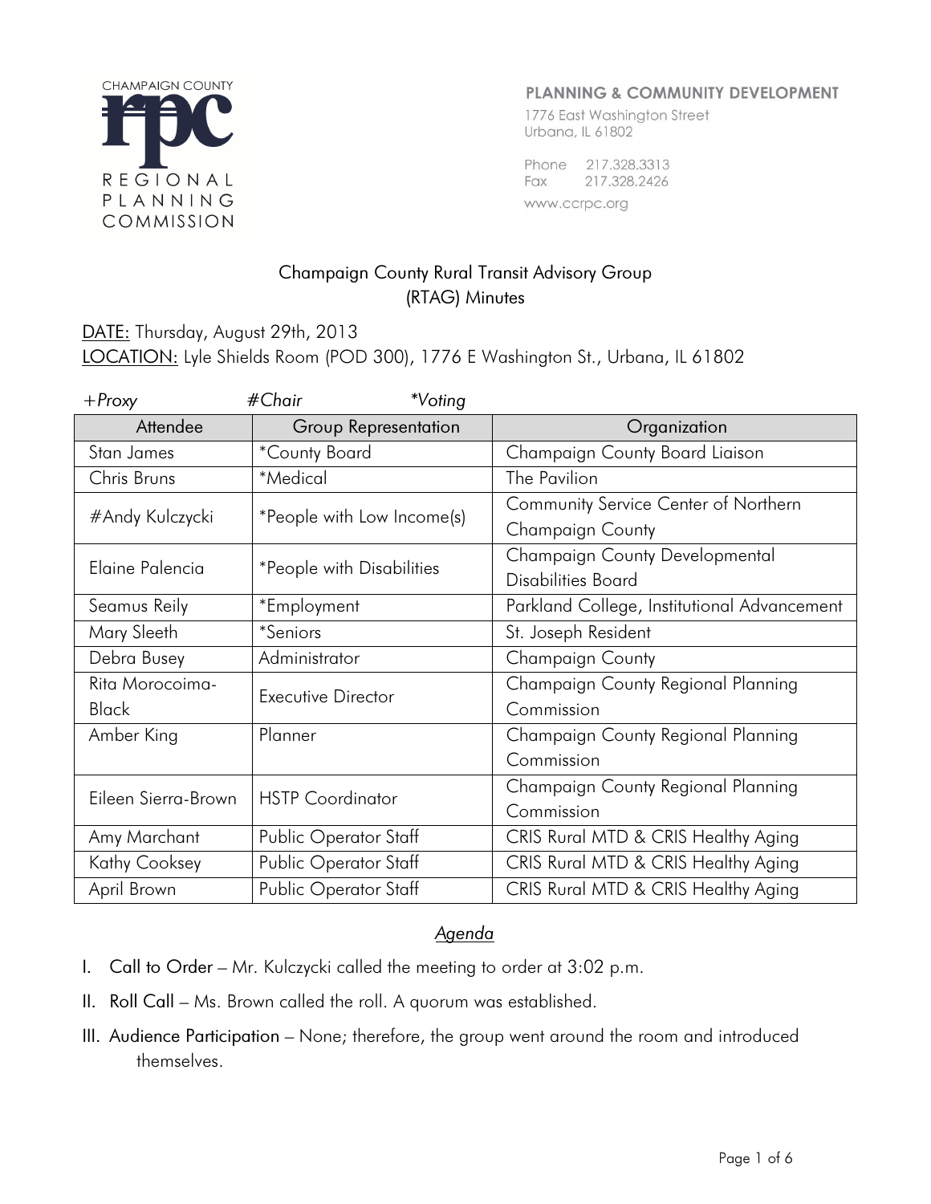CHAMPAIGN COUNTY **rpc** REGIONAL PLANNING COMMISSION

**PLANNING & COMMUNITY DEVELOPMENT**
1776 East Washington Street
Urbana, IL 61802

Phone 217.328.3313
Fax 217.328.2426
www.ccrpc.org

# Champaign County Rural Transit Advisory Group (RTAG) Minutes

DATE: Thursday, August 29th, 2013
LOCATION: Lyle Shields Room (POD 300), 1776 E Washington St., Urbana, IL 61802

*+Proxy* *#Chair* *\*Voting*

| Attendee | Group Representation | Organization |
|---|---|---|
| Stan James | *County Board | Champaign County Board Liaison |
| Chris Bruns | *Medical | The Pavilion |
| #Andy Kulczycki | *People with Low Income(s) | Community Service Center of Northern Champaign County |
| Elaine Palencia | *People with Disabilities | Champaign County Developmental Disabilities Board |
| Seamus Reily | *Employment | Parkland College, Institutional Advancement |
| Mary Sleeth | *Seniors | St. Joseph Resident |
| Debra Busey | Administrator | Champaign County |
| Rita Morocoima-Black | Executive Director | Champaign County Regional Planning Commission |
| Amber King | Planner | Champaign County Regional Planning Commission |
| Eileen Sierra-Brown | HSTP Coordinator | Champaign County Regional Planning Commission |
| Amy Marchant | Public Operator Staff | CRIS Rural MTD & CRIS Healthy Aging |
| Kathy Cooksey | Public Operator Staff | CRIS Rural MTD & CRIS Healthy Aging |
| April Brown | Public Operator Staff | CRIS Rural MTD & CRIS Healthy Aging |

## *Agenda*

I. Call to Order – Mr. Kulczycki called the meeting to order at 3:02 p.m.

II. Roll Call – Ms. Brown called the roll. A quorum was established.

III. Audience Participation – None; therefore, the group went around the room and introduced themselves.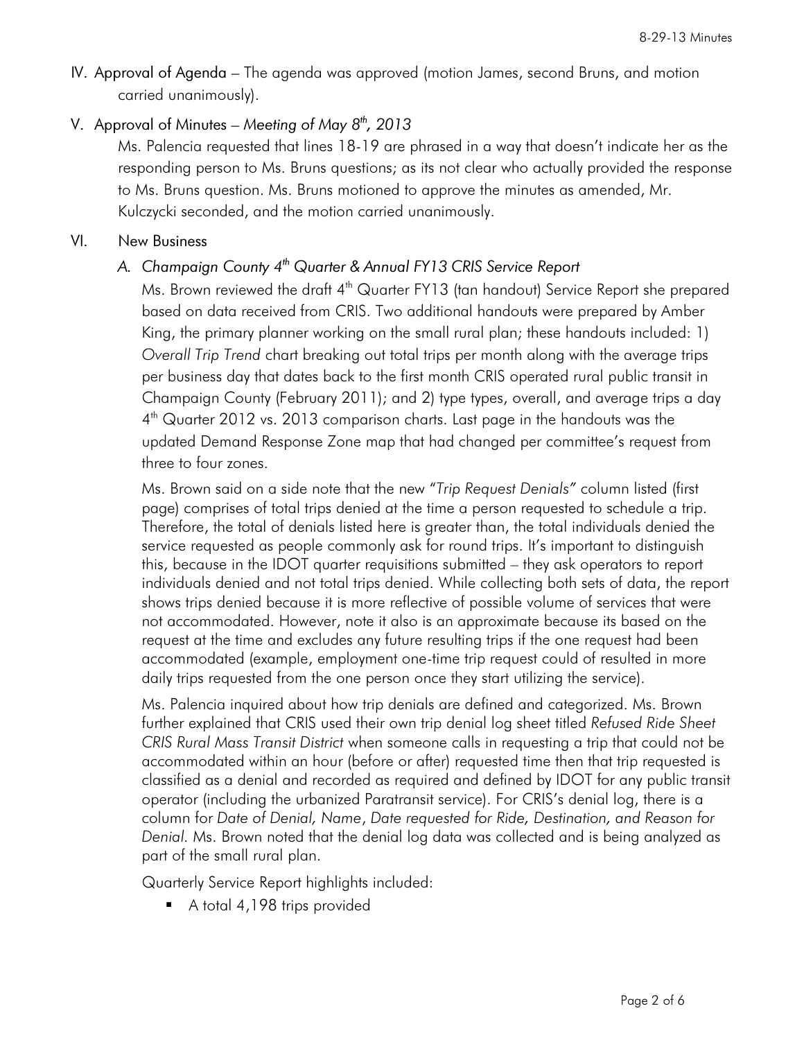IV. Approval of Agenda – The agenda was approved (motion James, second Bruns, and motion carried unanimously).

V. Approval of Minutes – *Meeting of May 8th, 2013*

Ms. Palencia requested that lines 18-19 are phrased in a way that doesn't indicate her as the responding person to Ms. Bruns questions; as its not clear who actually provided the response to Ms. Bruns question. Ms. Bruns motioned to approve the minutes as amended, Mr. Kulczycki seconded, and the motion carried unanimously.

VI. New Business

*A. Champaign County 4th Quarter & Annual FY13 CRIS Service Report*

Ms. Brown reviewed the draft 4th Quarter FY13 (tan handout) Service Report she prepared based on data received from CRIS. Two additional handouts were prepared by Amber King, the primary planner working on the small rural plan; these handouts included: 1) *Overall Trip Trend* chart breaking out total trips per month along with the average trips per business day that dates back to the first month CRIS operated rural public transit in Champaign County (February 2011); and 2) type types, overall, and average trips a day 4th Quarter 2012 vs. 2013 comparison charts. Last page in the handouts was the updated Demand Response Zone map that had changed per committee's request from three to four zones.

Ms. Brown said on a side note that the new "*Trip Request Denials*" column listed (first page) comprises of total trips denied at the time a person requested to schedule a trip. Therefore, the total of denials listed here is greater than, the total individuals denied the service requested as people commonly ask for round trips. It's important to distinguish this, because in the IDOT quarter requisitions submitted – they ask operators to report individuals denied and not total trips denied. While collecting both sets of data, the report shows trips denied because it is more reflective of possible volume of services that were not accommodated. However, note it also is an approximate because its based on the request at the time and excludes any future resulting trips if the one request had been accommodated (example, employment one-time trip request could of resulted in more daily trips requested from the one person once they start utilizing the service).

Ms. Palencia inquired about how trip denials are defined and categorized. Ms. Brown further explained that CRIS used their own trip denial log sheet titled *Refused Ride Sheet CRIS Rural Mass Transit District* when someone calls in requesting a trip that could not be accommodated within an hour (before or after) requested time then that trip requested is classified as a denial and recorded as required and defined by IDOT for any public transit operator (including the urbanized Paratransit service). For CRIS's denial log, there is a column for *Date of Denial, Name*, *Date requested for Ride, Destination, and Reason for Denial*. Ms. Brown noted that the denial log data was collected and is being analyzed as part of the small rural plan.

Quarterly Service Report highlights included:

- A total 4,198 trips provided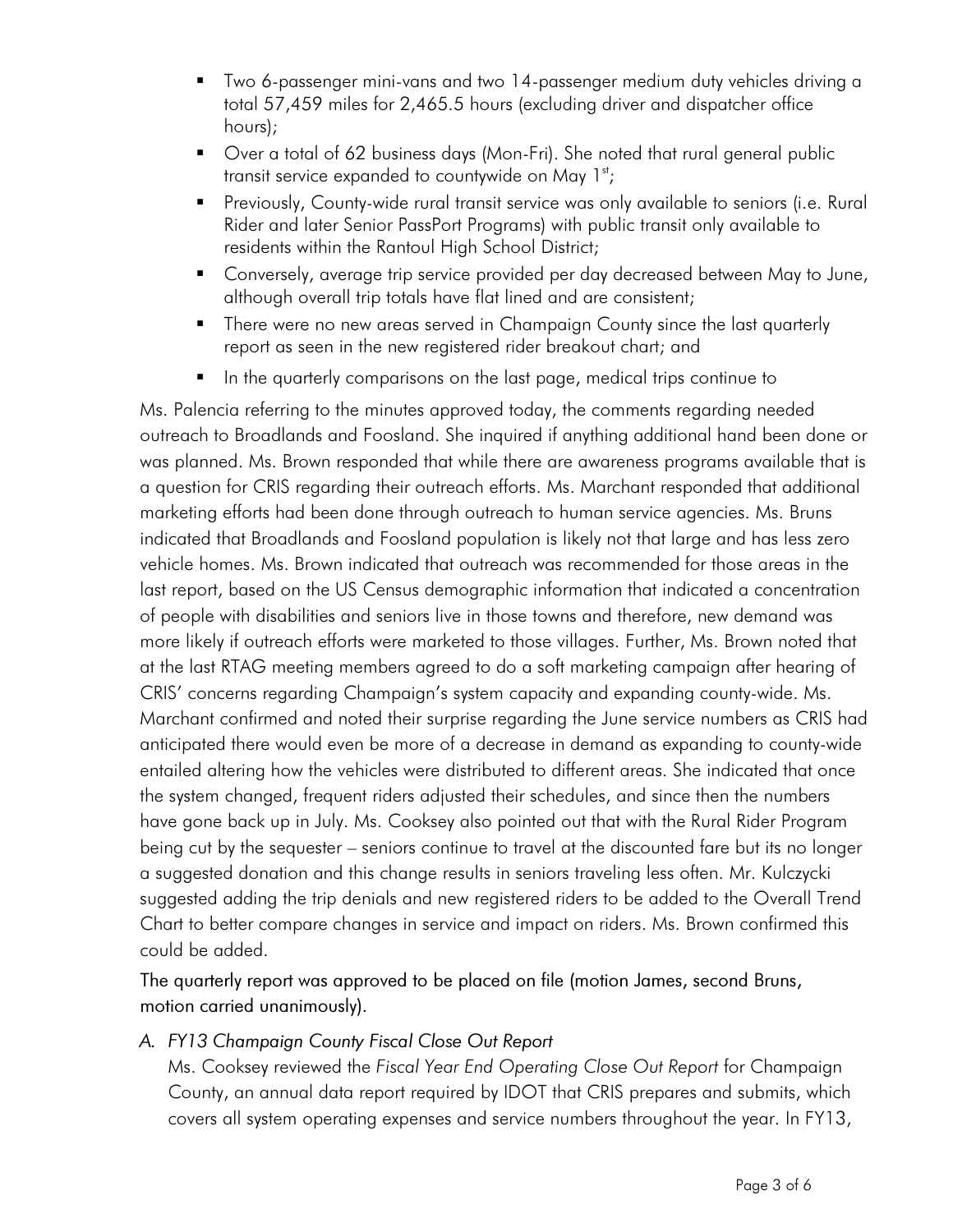- Two 6-passenger mini-vans and two 14-passenger medium duty vehicles driving a total 57,459 miles for 2,465.5 hours (excluding driver and dispatcher office hours);
- Over a total of 62 business days (Mon-Fri). She noted that rural general public transit service expanded to countywide on May 1st;
- Previously, County-wide rural transit service was only available to seniors (i.e. Rural Rider and later Senior PassPort Programs) with public transit only available to residents within the Rantoul High School District;
- Conversely, average trip service provided per day decreased between May to June, although overall trip totals have flat lined and are consistent;
- There were no new areas served in Champaign County since the last quarterly report as seen in the new registered rider breakout chart; and
- In the quarterly comparisons on the last page, medical trips continue to

Ms. Palencia referring to the minutes approved today, the comments regarding needed outreach to Broadlands and Foosland. She inquired if anything additional hand been done or was planned. Ms. Brown responded that while there are awareness programs available that is a question for CRIS regarding their outreach efforts. Ms. Marchant responded that additional marketing efforts had been done through outreach to human service agencies. Ms. Bruns indicated that Broadlands and Foosland population is likely not that large and has less zero vehicle homes. Ms. Brown indicated that outreach was recommended for those areas in the last report, based on the US Census demographic information that indicated a concentration of people with disabilities and seniors live in those towns and therefore, new demand was more likely if outreach efforts were marketed to those villages. Further, Ms. Brown noted that at the last RTAG meeting members agreed to do a soft marketing campaign after hearing of CRIS' concerns regarding Champaign's system capacity and expanding county-wide. Ms. Marchant confirmed and noted their surprise regarding the June service numbers as CRIS had anticipated there would even be more of a decrease in demand as expanding to county-wide entailed altering how the vehicles were distributed to different areas. She indicated that once the system changed, frequent riders adjusted their schedules, and since then the numbers have gone back up in July. Ms. Cooksey also pointed out that with the Rural Rider Program being cut by the sequester – seniors continue to travel at the discounted fare but its no longer a suggested donation and this change results in seniors traveling less often. Mr. Kulczycki suggested adding the trip denials and new registered riders to be added to the Overall Trend Chart to better compare changes in service and impact on riders. Ms. Brown confirmed this could be added.

The quarterly report was approved to be placed on file (motion James, second Bruns, motion carried unanimously).

A. *FY13 Champaign County Fiscal Close Out Report*

   Ms. Cooksey reviewed the *Fiscal Year End Operating Close Out Report* for Champaign County, an annual data report required by IDOT that CRIS prepares and submits, which covers all system operating expenses and service numbers throughout the year. In FY13,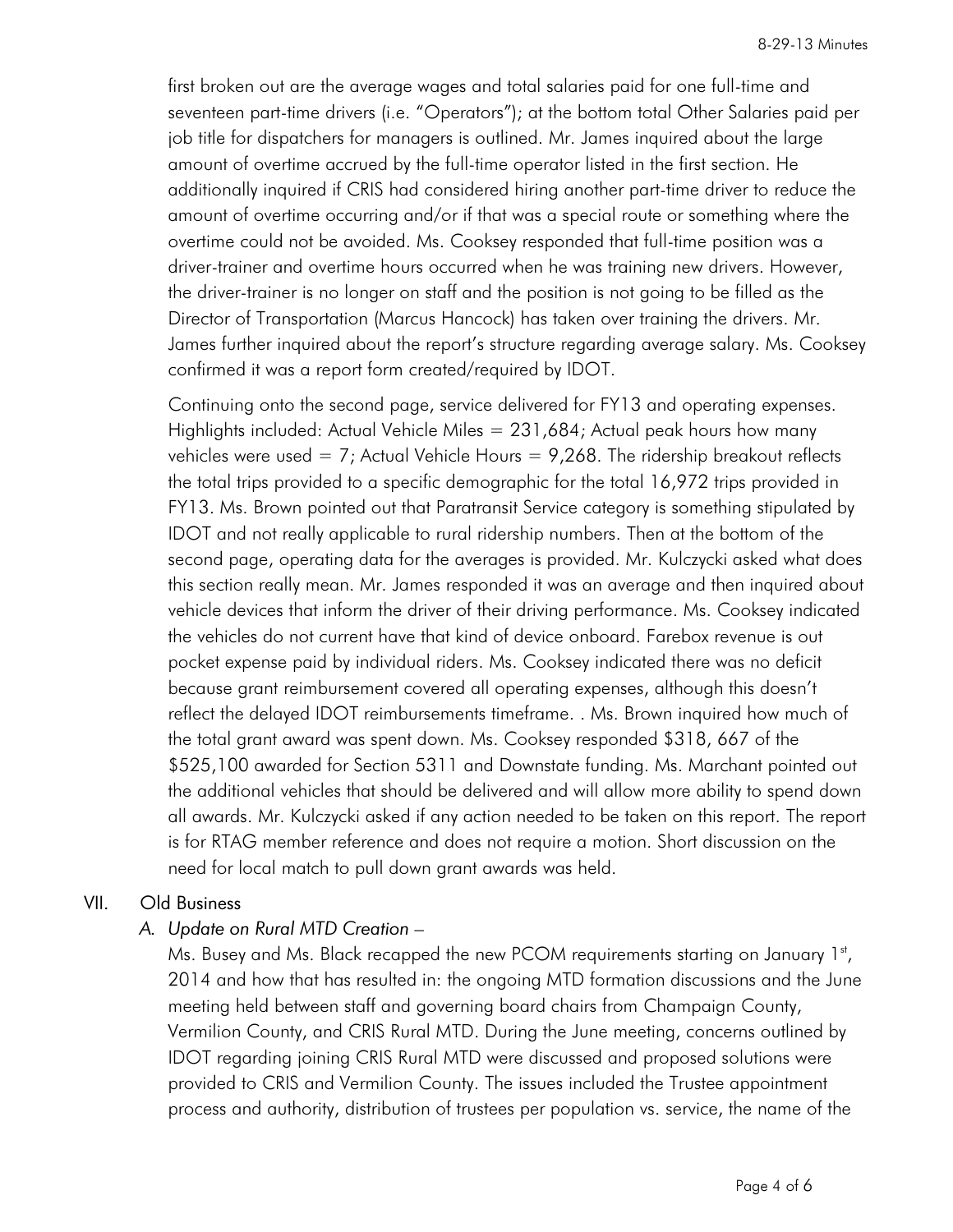first broken out are the average wages and total salaries paid for one full-time and seventeen part-time drivers (i.e. "Operators"); at the bottom total Other Salaries paid per job title for dispatchers for managers is outlined. Mr. James inquired about the large amount of overtime accrued by the full-time operator listed in the first section. He additionally inquired if CRIS had considered hiring another part-time driver to reduce the amount of overtime occurring and/or if that was a special route or something where the overtime could not be avoided. Ms. Cooksey responded that full-time position was a driver-trainer and overtime hours occurred when he was training new drivers. However, the driver-trainer is no longer on staff and the position is not going to be filled as the Director of Transportation (Marcus Hancock) has taken over training the drivers. Mr. James further inquired about the report's structure regarding average salary. Ms. Cooksey confirmed it was a report form created/required by IDOT.

Continuing onto the second page, service delivered for FY13 and operating expenses. Highlights included: Actual Vehicle Miles = 231,684; Actual peak hours how many vehicles were used = 7; Actual Vehicle Hours = 9,268. The ridership breakout reflects the total trips provided to a specific demographic for the total 16,972 trips provided in FY13. Ms. Brown pointed out that Paratransit Service category is something stipulated by IDOT and not really applicable to rural ridership numbers. Then at the bottom of the second page, operating data for the averages is provided. Mr. Kulczycki asked what does this section really mean. Mr. James responded it was an average and then inquired about vehicle devices that inform the driver of their driving performance. Ms. Cooksey indicated the vehicles do not current have that kind of device onboard. Farebox revenue is out pocket expense paid by individual riders. Ms. Cooksey indicated there was no deficit because grant reimbursement covered all operating expenses, although this doesn't reflect the delayed IDOT reimbursements timeframe. . Ms. Brown inquired how much of the total grant award was spent down. Ms. Cooksey responded $318, 667 of the $525,100 awarded for Section 5311 and Downstate funding. Ms. Marchant pointed out the additional vehicles that should be delivered and will allow more ability to spend down all awards. Mr. Kulczycki asked if any action needed to be taken on this report. The report is for RTAG member reference and does not require a motion. Short discussion on the need for local match to pull down grant awards was held.

VII. Old Business

*A. Update on Rural MTD Creation –*

Ms. Busey and Ms. Black recapped the new PCOM requirements starting on January 1st, 2014 and how that has resulted in: the ongoing MTD formation discussions and the June meeting held between staff and governing board chairs from Champaign County, Vermilion County, and CRIS Rural MTD. During the June meeting, concerns outlined by IDOT regarding joining CRIS Rural MTD were discussed and proposed solutions were provided to CRIS and Vermilion County. The issues included the Trustee appointment process and authority, distribution of trustees per population vs. service, the name of the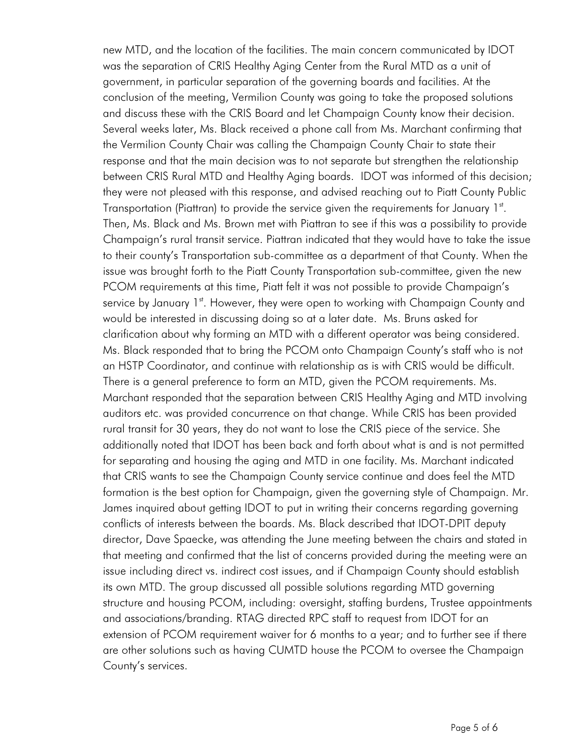new MTD, and the location of the facilities. The main concern communicated by IDOT was the separation of CRIS Healthy Aging Center from the Rural MTD as a unit of government, in particular separation of the governing boards and facilities. At the conclusion of the meeting, Vermilion County was going to take the proposed solutions and discuss these with the CRIS Board and let Champaign County know their decision. Several weeks later, Ms. Black received a phone call from Ms. Marchant confirming that the Vermilion County Chair was calling the Champaign County Chair to state their response and that the main decision was to not separate but strengthen the relationship between CRIS Rural MTD and Healthy Aging boards. IDOT was informed of this decision; they were not pleased with this response, and advised reaching out to Piatt County Public Transportation (Piattran) to provide the service given the requirements for January 1st. Then, Ms. Black and Ms. Brown met with Piattran to see if this was a possibility to provide Champaign's rural transit service. Piattran indicated that they would have to take the issue to their county's Transportation sub-committee as a department of that County. When the issue was brought forth to the Piatt County Transportation sub-committee, given the new PCOM requirements at this time, Piatt felt it was not possible to provide Champaign's service by January 1st. However, they were open to working with Champaign County and would be interested in discussing doing so at a later date. Ms. Bruns asked for clarification about why forming an MTD with a different operator was being considered. Ms. Black responded that to bring the PCOM onto Champaign County's staff who is not an HSTP Coordinator, and continue with relationship as is with CRIS would be difficult. There is a general preference to form an MTD, given the PCOM requirements. Ms. Marchant responded that the separation between CRIS Healthy Aging and MTD involving auditors etc. was provided concurrence on that change. While CRIS has been provided rural transit for 30 years, they do not want to lose the CRIS piece of the service. She additionally noted that IDOT has been back and forth about what is and is not permitted for separating and housing the aging and MTD in one facility. Ms. Marchant indicated that CRIS wants to see the Champaign County service continue and does feel the MTD formation is the best option for Champaign, given the governing style of Champaign. Mr. James inquired about getting IDOT to put in writing their concerns regarding governing conflicts of interests between the boards. Ms. Black described that IDOT-DPIT deputy director, Dave Spaecke, was attending the June meeting between the chairs and stated in that meeting and confirmed that the list of concerns provided during the meeting were an issue including direct vs. indirect cost issues, and if Champaign County should establish its own MTD. The group discussed all possible solutions regarding MTD governing structure and housing PCOM, including: oversight, staffing burdens, Trustee appointments and associations/branding. RTAG directed RPC staff to request from IDOT for an extension of PCOM requirement waiver for 6 months to a year; and to further see if there are other solutions such as having CUMTD house the PCOM to oversee the Champaign County's services.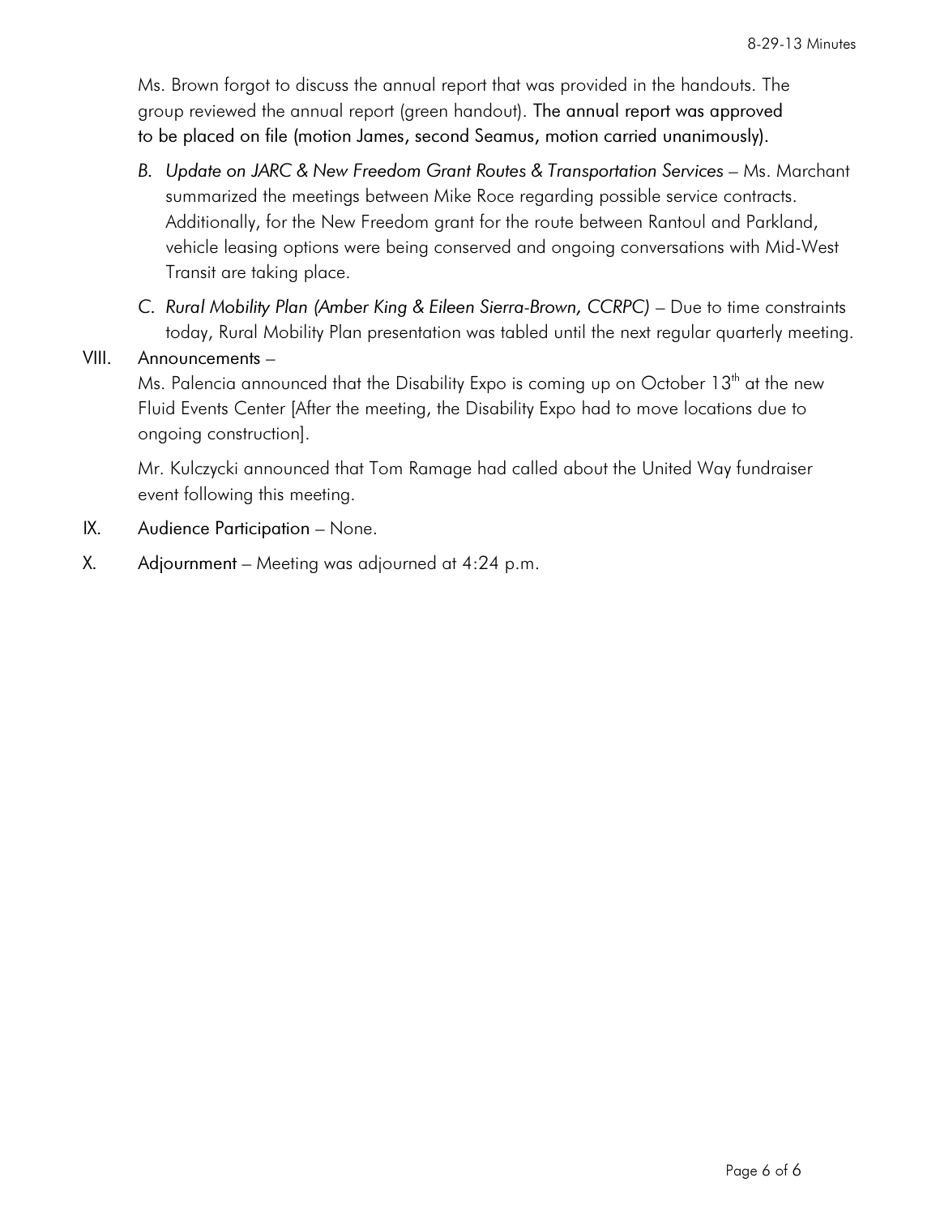Ms. Brown forgot to discuss the annual report that was provided in the handouts. The group reviewed the annual report (green handout). The annual report was approved to be placed on file (motion James, second Seamus, motion carried unanimously).

B. *Update on JARC & New Freedom Grant Routes & Transportation Services* – Ms. Marchant summarized the meetings between Mike Roce regarding possible service contracts. Additionally, for the New Freedom grant for the route between Rantoul and Parkland, vehicle leasing options were being conserved and ongoing conversations with Mid-West Transit are taking place.

C. *Rural Mobility Plan (Amber King & Eileen Sierra-Brown, CCRPC)* – Due to time constraints today, Rural Mobility Plan presentation was tabled until the next regular quarterly meeting.

VIII. Announcements –

Ms. Palencia announced that the Disability Expo is coming up on October 13th at the new Fluid Events Center [After the meeting, the Disability Expo had to move locations due to ongoing construction].

Mr. Kulczycki announced that Tom Ramage had called about the United Way fundraiser event following this meeting.

IX. Audience Participation – None.

X. Adjournment – Meeting was adjourned at 4:24 p.m.